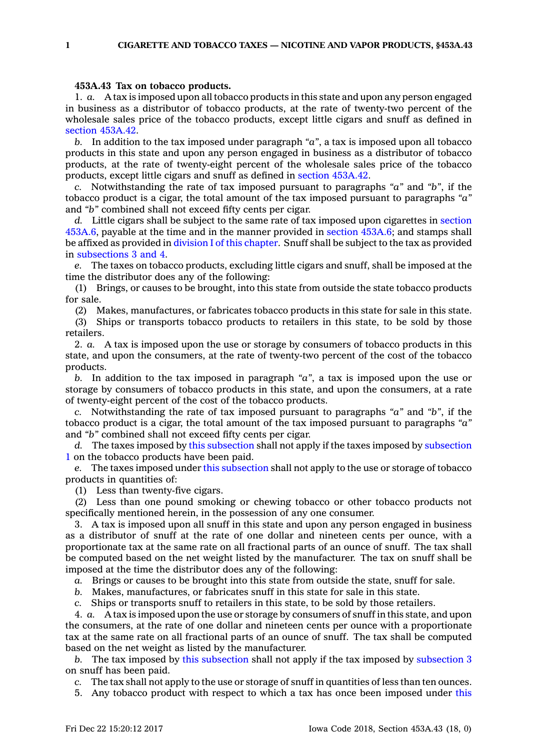**453A.43 Tax on tobacco products.**

1. *a.* A tax is imposed upon all tobacco products in this state and upon any person engaged in business as a distributor of tobacco products, at the rate of twenty-two percent of the wholesale sales price of the tobacco products, except little cigars and snuff as defined in section 453A.42.

*b.* In addition to the tax imposed under paragraph *"a"*, a tax is imposed upon all tobacco products in this state and upon any person engaged in business as a distributor of tobacco products, at the rate of twenty-eight percent of the wholesale sales price of the tobacco products, except little cigars and snuff as defined in section 453A.42.

*c.* Notwithstanding the rate of tax imposed pursuant to paragraphs *"a"* and *"b"*, if the tobacco product is a cigar, the total amount of the tax imposed pursuant to paragraphs *"a"* and *"b"* combined shall not exceed fifty cents per cigar.

*d.* Little cigars shall be subject to the same rate of tax imposed upon cigarettes in section 453A.6, payable at the time and in the manner provided in section 453A.6; and stamps shall be affixed as provided in division I of this chapter. Snuff shall be subject to the tax as provided in subsections 3 and 4.

*e.* The taxes on tobacco products, excluding little cigars and snuff, shall be imposed at the time the distributor does any of the following:

(1) Brings, or causes to be brought, into this state from outside the state tobacco products for sale.

(2) Makes, manufactures, or fabricates tobacco products in this state for sale in this state.

(3) Ships or transports tobacco products to retailers in this state, to be sold by those retailers.

2. *a.* A tax is imposed upon the use or storage by consumers of tobacco products in this state, and upon the consumers, at the rate of twenty-two percent of the cost of the tobacco products.

*b.* In addition to the tax imposed in paragraph *"a"*, a tax is imposed upon the use or storage by consumers of tobacco products in this state, and upon the consumers, at a rate of twenty-eight percent of the cost of the tobacco products.

*c.* Notwithstanding the rate of tax imposed pursuant to paragraphs *"a"* and *"b"*, if the tobacco product is a cigar, the total amount of the tax imposed pursuant to paragraphs *"a"* and *"b"* combined shall not exceed fifty cents per cigar.

*d.* The taxes imposed by this subsection shall not apply if the taxes imposed by subsection 1 on the tobacco products have been paid.

*e.* The taxes imposed under this subsection shall not apply to the use or storage of tobacco products in quantities of:

(1) Less than twenty-five cigars.

(2) Less than one pound smoking or chewing tobacco or other tobacco products not specifically mentioned herein, in the possession of any one consumer.

3. A tax is imposed upon all snuff in this state and upon any person engaged in business as a distributor of snuff at the rate of one dollar and nineteen cents per ounce, with a proportionate tax at the same rate on all fractional parts of an ounce of snuff. The tax shall be computed based on the net weight listed by the manufacturer. The tax on snuff shall be imposed at the time the distributor does any of the following:

*a.* Brings or causes to be brought into this state from outside the state, snuff for sale.

*b.* Makes, manufactures, or fabricates snuff in this state for sale in this state.

*c.* Ships or transports snuff to retailers in this state, to be sold by those retailers.

4. *a.* A tax is imposed upon the use or storage by consumers of snuff in this state, and upon the consumers, at the rate of one dollar and nineteen cents per ounce with a proportionate tax at the same rate on all fractional parts of an ounce of snuff. The tax shall be computed based on the net weight as listed by the manufacturer.

*b.* The tax imposed by this subsection shall not apply if the tax imposed by subsection 3 on snuff has been paid.

*c.* The tax shall not apply to the use or storage of snuff in quantities of less than ten ounces.

5. Any tobacco product with respect to which a tax has once been imposed under this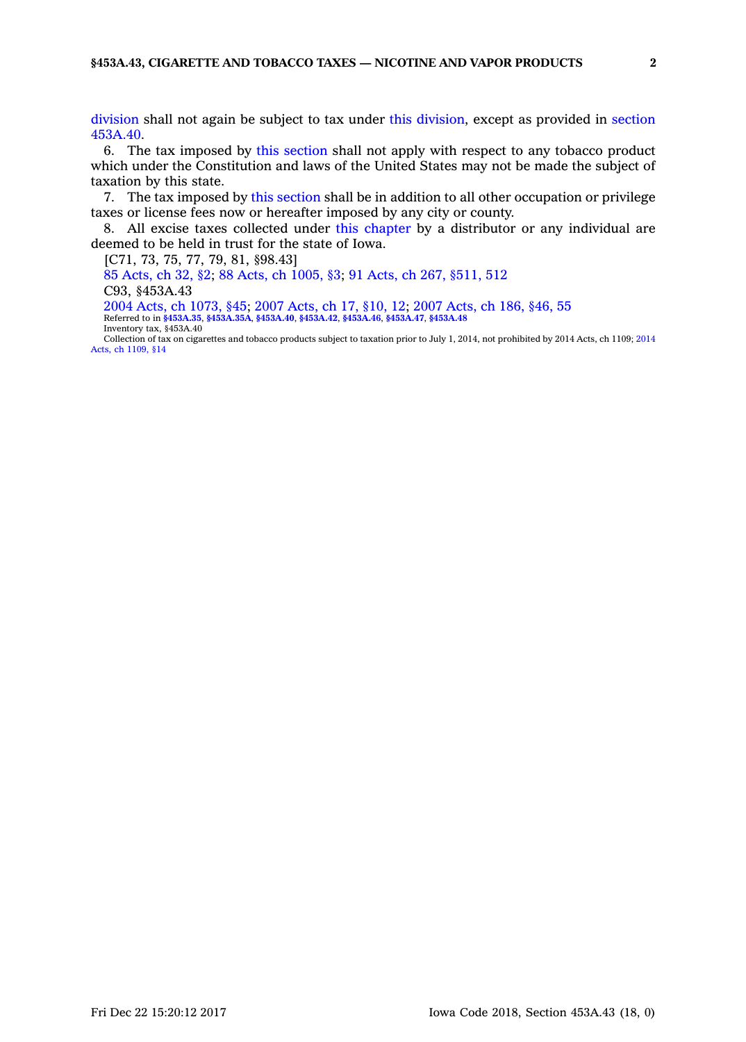division shall not again be subject to tax under this division, except as provided in section 453A.40.

6. The tax imposed by this section shall not apply with respect to any tobacco product which under the Constitution and laws of the United States may not be made the subject of taxation by this state.

7. The tax imposed by this section shall be in addition to all other occupation or privilege taxes or license fees now or hereafter imposed by any city or county.

8. All excise taxes collected under this chapter by a distributor or any individual are deemed to be held in trust for the state of Iowa.

[C71, 73, 75, 77, 79, 81, §98.43]

85 Acts, ch 32, §2; 88 Acts, ch 1005, §3; 91 Acts, ch 267, §511, 512

C93, §453A.43

2004 Acts, ch 1073, §45; 2007 Acts, ch 17, §10, 12; 2007 Acts, ch 186, §46, 55

Referred to in **§453A.35**, **§453A.35A**, **§453A.40**, **§453A.42**, **§453A.46**, **§453A.47**, **§453A.48**

Inventory tax, §453A.40

Collection of tax on cigarettes and tobacco products subject to taxation prior to July 1, 2014, not prohibited by 2014 Acts, ch 1109; 2014 Acts, ch 1109, §14